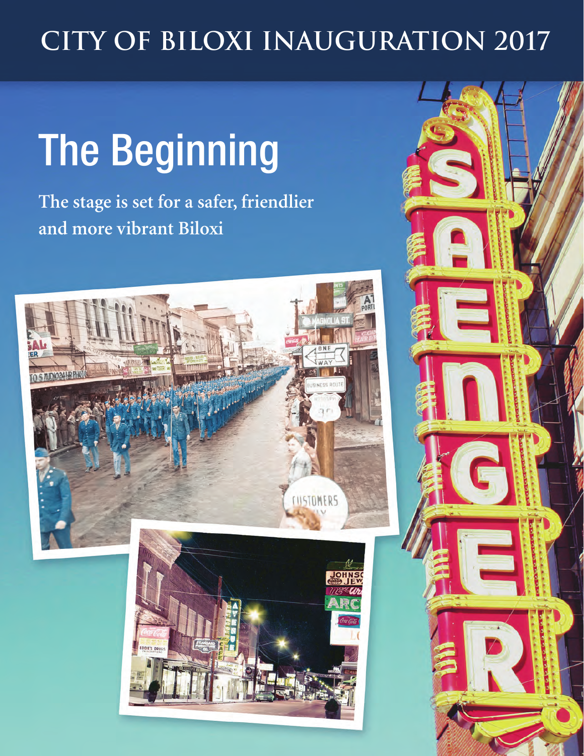# CITY OF BILOXI INAUGURATION 2017

## The Beginning

**The stage is set for a safer, friendlier and more vibrant Biloxi**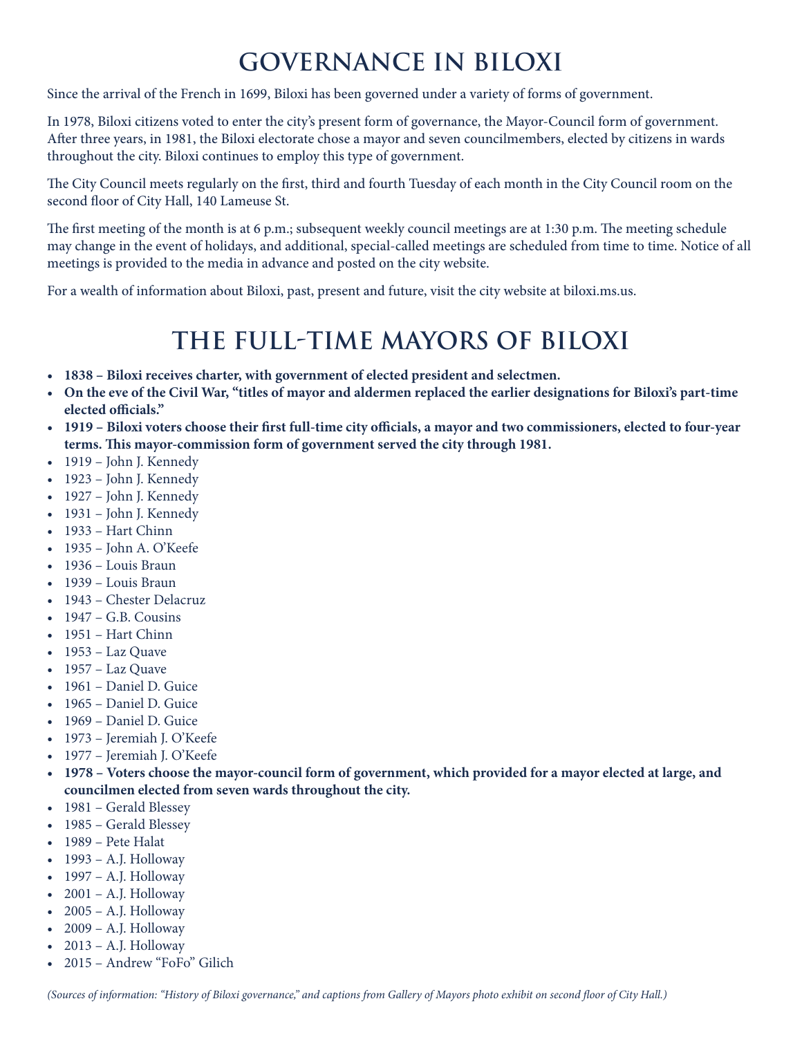# GOVERNANCE IN BILOXI

Since the arrival of the French in 1699, Biloxi has been governed under a variety of forms of government.

In 1978, Biloxi citizens voted to enter the city's present form of governance, the Mayor-Council form of government. After three years, in 1981, the Biloxi electorate chose a mayor and seven councilmembers, elected by citizens in wards throughout the city. Biloxi continues to employ this type of government.

The City Council meets regularly on the first, third and fourth Tuesday of each month in the City Council room on the second floor of City Hall, 140 Lameuse St.

The first meeting of the month is at 6 p.m.; subsequent weekly council meetings are at 1:30 p.m. The meeting schedule may change in the event of holidays, and additional, special-called meetings are scheduled from time to time. Notice of all meetings is provided to the media in advance and posted on the city website.

For a wealth of information about Biloxi, past, present and future, visit the city website at biloxi.ms.us.

# THE FULL-TIME MAYORS OF BILOXI

- **1838 – Biloxi receives charter, with government of elected president and selectmen.**
- **On the eve of the Civil War, "titles of mayor and aldermen replaced the earlier designations for Biloxi's part-time elected officials."**
- **1919 – Biloxi voters choose their first full-time city officials, a mayor and two commissioners, elected to four-year terms. This mayor-commission form of government served the city through 1981.**
- 1919 – John J. Kennedy
- 1923 – John J. Kennedy
- 1927 – John J. Kennedy
- 1931 – John J. Kennedy
- 1933 – Hart Chinn
- 1935 – John A. O'Keefe
- 1936 – Louis Braun
- 1939 – Louis Braun
- 1943 – Chester Delacruz
- 1947 – G.B. Cousins
- 1951 – Hart Chinn
- 1953 – Laz Quave
- 1957 – Laz Quave
- 1961 – Daniel D. Guice
- 1965 – Daniel D. Guice
- 1969 – Daniel D. Guice
- 1973 – Jeremiah J. O'Keefe
- 1977 – Jeremiah J. O'Keefe
- **1978 – Voters choose the mayor-council form of government, which provided for a mayor elected at large, and councilmen elected from seven wards throughout the city.**
- 1981 – Gerald Blessey
- 1985 – Gerald Blessey
- 1989 – Pete Halat
- 1993 – A.J. Holloway
- 1997 – A.J. Holloway
- 2001 – A.J. Holloway
- 2005 – A.J. Holloway
- 2009 – A.J. Holloway
- 2013 – A.J. Holloway
- 2015 – Andrew "FoFo" Gilich

*(Sources of information: "History of Biloxi governance," and captions from Gallery of Mayors photo exhibit on second floor of City Hall.)*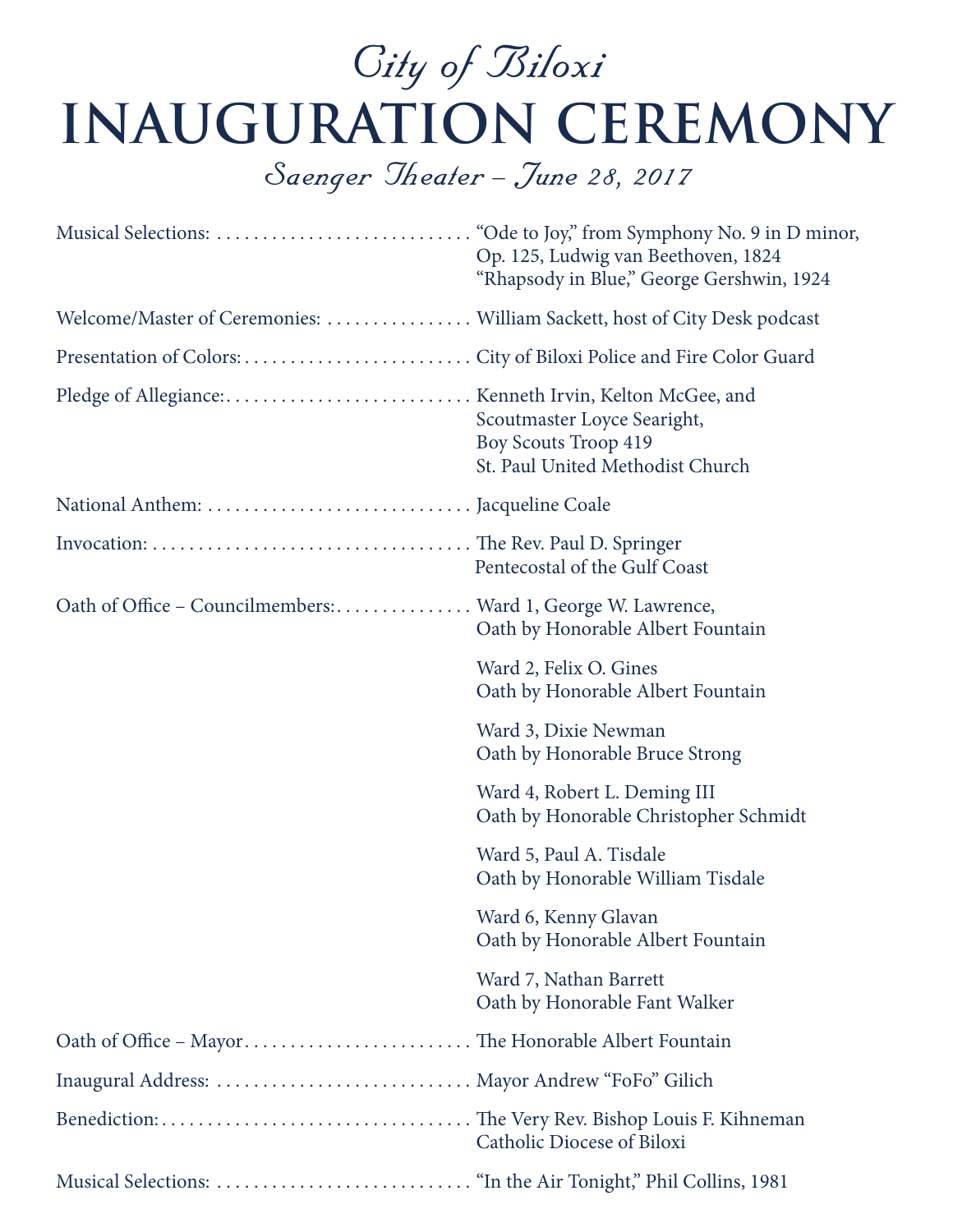*City of Biloxi*

# INAUGURATION CEREMONY

*Saenger Theater – June 28, 2017*

Musical Selections: ............................ “Ode to Joy,” from Symphony No. 9 in D minor, Op. 125, Ludwig van Beethoven, 1824
“Rhapsody in Blue,” George Gershwin, 1924

Welcome/Master of Ceremonies: ................ William Sackett, host of City Desk podcast

Presentation of Colors:.......................... City of Biloxi Police and Fire Color Guard

Pledge of Allegiance:........................... Kenneth Irvin, Kelton McGee, and
Scoutmaster Loyce Searight,
Boy Scouts Troop 419
St. Paul United Methodist Church

National Anthem: ............................. Jacqueline Coale

Invocation: .................................... The Rev. Paul D. Springer
Pentecostal of the Gulf Coast

Oath of Office – Councilmembers:............... Ward 1, George W. Lawrence,
Oath by Honorable Albert Fountain

Ward 2, Felix O. Gines
Oath by Honorable Albert Fountain

Ward 3, Dixie Newman
Oath by Honorable Bruce Strong

Ward 4, Robert L. Deming III
Oath by Honorable Christopher Schmidt

Ward 5, Paul A. Tisdale
Oath by Honorable William Tisdale

Ward 6, Kenny Glavan
Oath by Honorable Albert Fountain

Ward 7, Nathan Barrett
Oath by Honorable Fant Walker

Oath of Office – Mayor.......................... The Honorable Albert Fountain

Inaugural Address: ............................ Mayor Andrew “FoFo” Gilich

Benediction:................................... The Very Rev. Bishop Louis F. Kihneman
Catholic Diocese of Biloxi

Musical Selections: ............................ “In the Air Tonight,” Phil Collins, 1981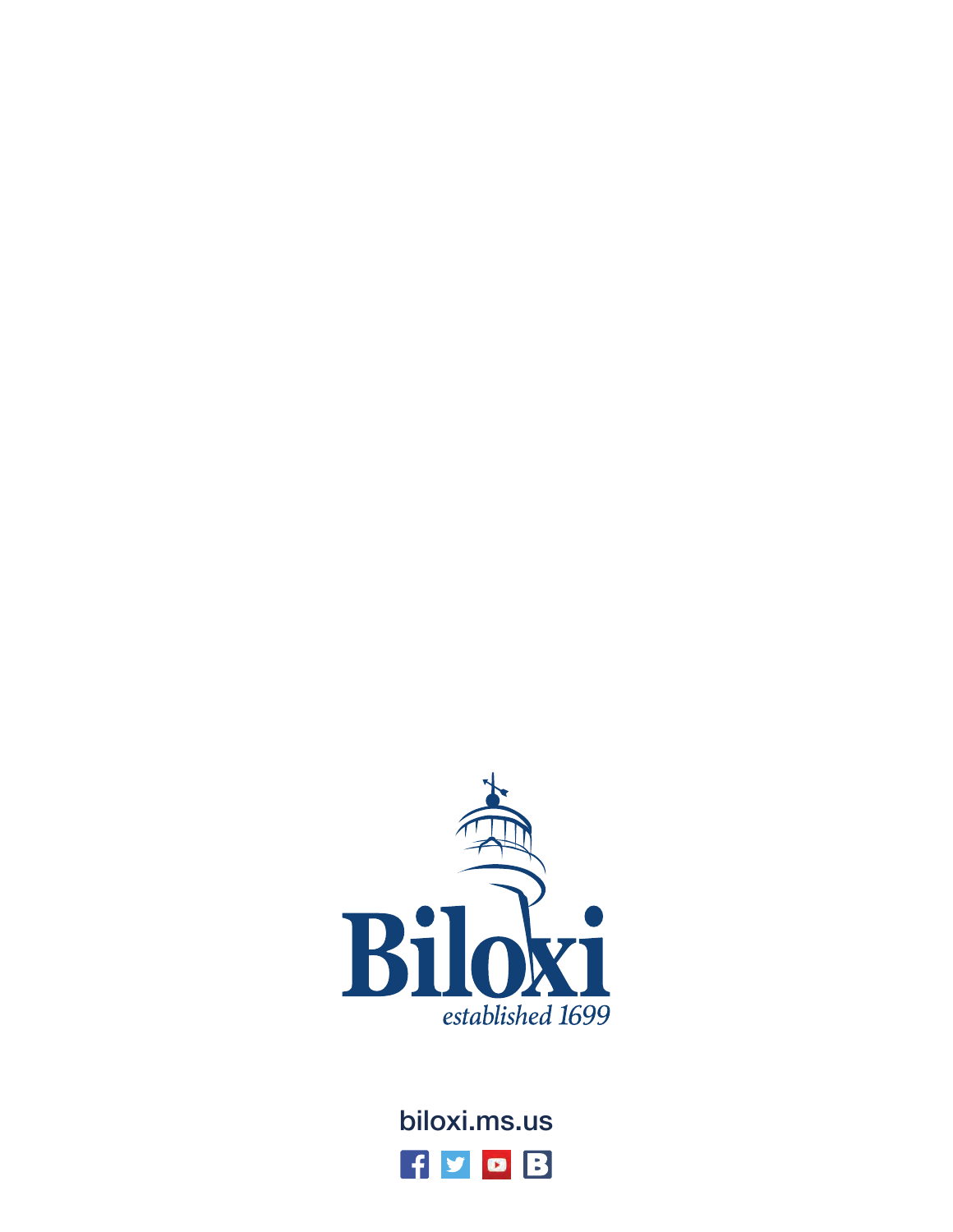Biloxi

*established 1699*

biloxi.ms.us